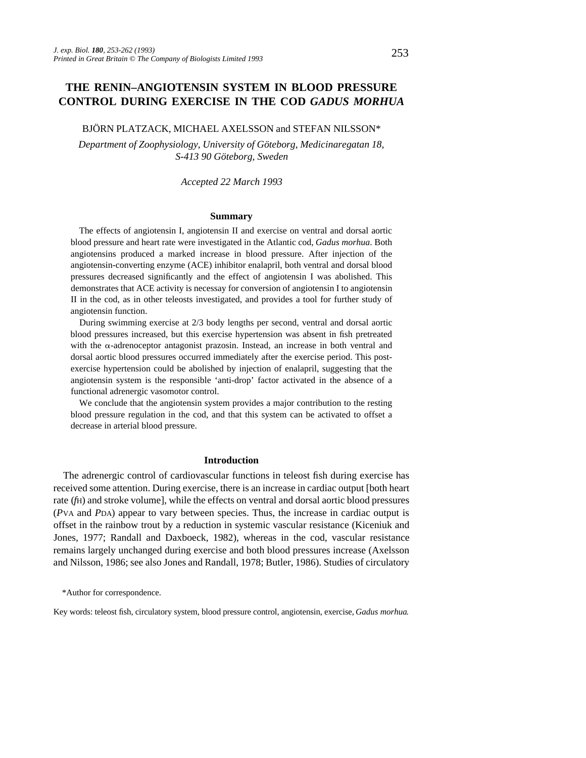# THE RENIN–ANGIOTENSIN SYSTEM IN BLOOD PRESSURE CONTROL DURING EXERCISE IN THE COD *GADUS MORHUA*

BJÖRN PLATZACK, MICHAEL AXELSSON and STEFAN NILSSON*

*Department of Zoophysiology, University of Göteborg, Medicinaregatan 18, S-413 90 Göteborg, Sweden*

*Accepted 22 March 1993*

## Summary

The effects of angiotensin I, angiotensin II and exercise on ventral and dorsal aortic blood pressure and heart rate were investigated in the Atlantic cod, *Gadus morhua*. Both angiotensins produced a marked increase in blood pressure. After injection of the angiotensin-converting enzyme (ACE) inhibitor enalapril, both ventral and dorsal blood pressures decreased significantly and the effect of angiotensin I was abolished. This demonstrates that ACE activity is necessay for conversion of angiotensin I to angiotensin II in the cod, as in other teleosts investigated, and provides a tool for further study of angiotensin function.

During swimming exercise at 2/3 body lengths per second, ventral and dorsal aortic blood pressures increased, but this exercise hypertension was absent in fish pretreated with the $\alpha$-adrenoceptor antagonist prazosin. Instead, an increase in both ventral and dorsal aortic blood pressures occurred immediately after the exercise period. This post-exercise hypertension could be abolished by injection of enalapril, suggesting that the angiotensin system is the responsible 'anti-drop' factor activated in the absence of a functional adrenergic vasomotor control.

We conclude that the angiotensin system provides a major contribution to the resting blood pressure regulation in the cod, and that this system can be activated to offset a decrease in arterial blood pressure.

## Introduction

The adrenergic control of cardiovascular functions in teleost fish during exercise has received some attention. During exercise, there is an increase in cardiac output [both heart rate ($f_H$) and stroke volume], while the effects on ventral and dorsal aortic blood pressures ($P_{VA}$ and $P_{DA}$) appear to vary between species. Thus, the increase in cardiac output is offset in the rainbow trout by a reduction in systemic vascular resistance (Kiceniuk and Jones, 1977; Randall and Daxboeck, 1982), whereas in the cod, vascular resistance remains largely unchanged during exercise and both blood pressures increase (Axelsson and Nilsson, 1986; see also Jones and Randall, 1978; Butler, 1986). Studies of circulatory

*Author for correspondence.

Key words: teleost fish, circulatory system, blood pressure control, angiotensin, exercise, *Gadus morhua*.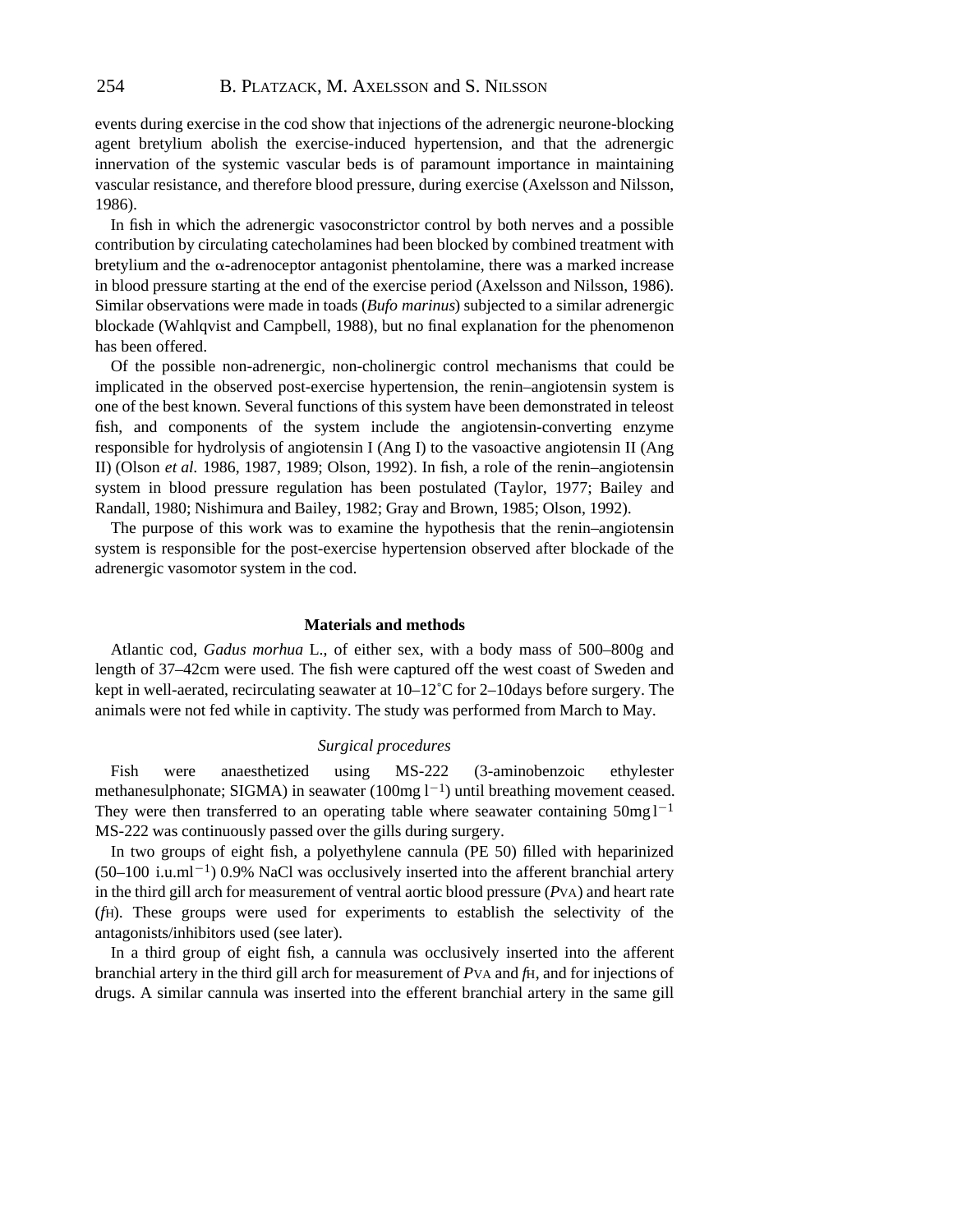events during exercise in the cod show that injections of the adrenergic neurone-blocking agent bretylium abolish the exercise-induced hypertension, and that the adrenergic innervation of the systemic vascular beds is of paramount importance in maintaining vascular resistance, and therefore blood pressure, during exercise (Axelsson and Nilsson, 1986).

In fish in which the adrenergic vasoconstrictor control by both nerves and a possible contribution by circulating catecholamines had been blocked by combined treatment with bretylium and the α-adrenoceptor antagonist phentolamine, there was a marked increase in blood pressure starting at the end of the exercise period (Axelsson and Nilsson, 1986). Similar observations were made in toads (*Bufo marinus*) subjected to a similar adrenergic blockade (Wahlqvist and Campbell, 1988), but no final explanation for the phenomenon has been offered.

Of the possible non-adrenergic, non-cholinergic control mechanisms that could be implicated in the observed post-exercise hypertension, the renin–angiotensin system is one of the best known. Several functions of this system have been demonstrated in teleost fish, and components of the system include the angiotensin-converting enzyme responsible for hydrolysis of angiotensin I (Ang I) to the vasoactive angiotensin II (Ang II) (Olson *et al.* 1986, 1987, 1989; Olson, 1992). In fish, a role of the renin–angiotensin system in blood pressure regulation has been postulated (Taylor, 1977; Bailey and Randall, 1980; Nishimura and Bailey, 1982; Gray and Brown, 1985; Olson, 1992).

The purpose of this work was to examine the hypothesis that the renin–angiotensin system is responsible for the post-exercise hypertension observed after blockade of the adrenergic vasomotor system in the cod.

## Materials and methods

Atlantic cod, *Gadus morhua* L., of either sex, with a body mass of 500–800g and length of 37–42cm were used. The fish were captured off the west coast of Sweden and kept in well-aerated, recirculating seawater at 10–12˚C for 2–10days before surgery. The animals were not fed while in captivity. The study was performed from March to May.

### *Surgical procedures*

Fish were anaesthetized using MS-222 (3-aminobenzoic ethylester methanesulphonate; SIGMA) in seawater (100mg $l^{-1}$) until breathing movement ceased. They were then transferred to an operating table where seawater containing 50mg $l^{-1}$ MS-222 was continuously passed over the gills during surgery.

In two groups of eight fish, a polyethylene cannula (PE 50) filled with heparinized (50–100 i.u.ml$^{-1}$) 0.9% NaCl was occlusively inserted into the afferent branchial artery in the third gill arch for measurement of ventral aortic blood pressure ($P_{VA}$) and heart rate ($f_H$). These groups were used for experiments to establish the selectivity of the antagonists/inhibitors used (see later).

In a third group of eight fish, a cannula was occlusively inserted into the afferent branchial artery in the third gill arch for measurement of $P_{VA}$ and $f_H$, and for injections of drugs. A similar cannula was inserted into the efferent branchial artery in the same gill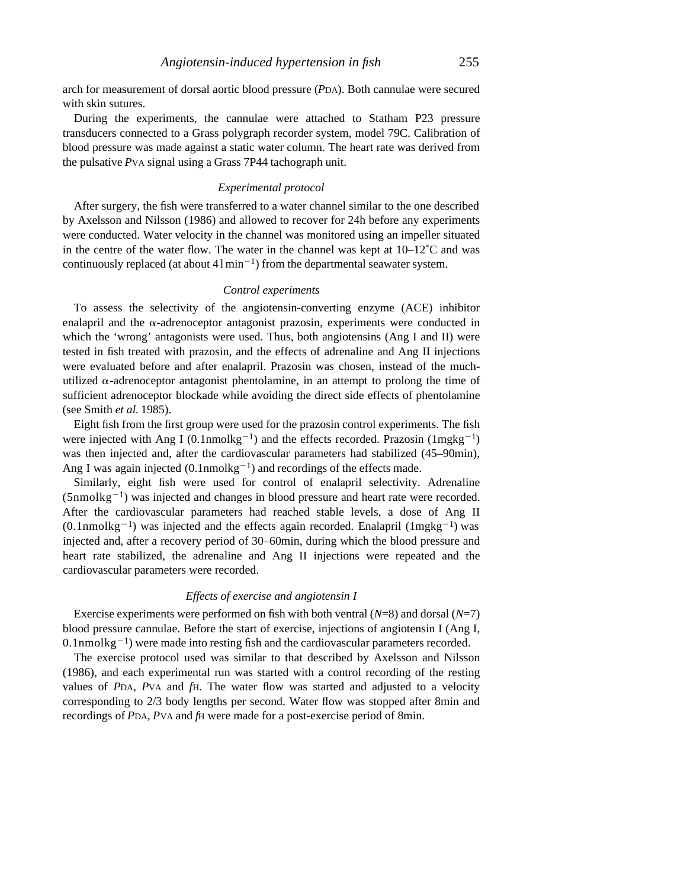arch for measurement of dorsal aortic blood pressure ($P_{DA}$). Both cannulae were secured with skin sutures.

During the experiments, the cannulae were attached to Statham P23 pressure transducers connected to a Grass polygraph recorder system, model 79C. Calibration of blood pressure was made against a static water column. The heart rate was derived from the pulsative $P_{VA}$ signal using a Grass 7P44 tachograph unit.

### *Experimental protocol*

After surgery, the fish were transferred to a water channel similar to the one described by Axelsson and Nilsson (1986) and allowed to recover for 24h before any experiments were conducted. Water velocity in the channel was monitored using an impeller situated in the centre of the water flow. The water in the channel was kept at 10–12˚C and was continuously replaced (at about $4\,l\,min^{-1}$) from the departmental seawater system.

### *Control experiments*

To assess the selectivity of the angiotensin-converting enzyme (ACE) inhibitor enalapril and the α-adrenoceptor antagonist prazosin, experiments were conducted in which the 'wrong' antagonists were used. Thus, both angiotensins (Ang I and II) were tested in fish treated with prazosin, and the effects of adrenaline and Ang II injections were evaluated before and after enalapril. Prazosin was chosen, instead of the much-utilized α-adrenoceptor antagonist phentolamine, in an attempt to prolong the time of sufficient adrenoceptor blockade while avoiding the direct side effects of phentolamine (see Smith *et al.* 1985).

Eight fish from the first group were used for the prazosin control experiments. The fish were injected with Ang I ($0.1\,nmol\,kg^{-1}$) and the effects recorded. Prazosin ($1\,mg\,kg^{-1}$) was then injected and, after the cardiovascular parameters had stabilized (45–90min), Ang I was again injected ($0.1\,nmol\,kg^{-1}$) and recordings of the effects made.

Similarly, eight fish were used for control of enalapril selectivity. Adrenaline ($5\,nmol\,kg^{-1}$) was injected and changes in blood pressure and heart rate were recorded. After the cardiovascular parameters had reached stable levels, a dose of Ang II ($0.1\,nmol\,kg^{-1}$) was injected and the effects again recorded. Enalapril ($1\,mg\,kg^{-1}$) was injected and, after a recovery period of 30–60min, during which the blood pressure and heart rate stabilized, the adrenaline and Ang II injections were repeated and the cardiovascular parameters were recorded.

### *Effects of exercise and angiotensin I*

Exercise experiments were performed on fish with both ventral ($N$=8) and dorsal ($N$=7) blood pressure cannulae. Before the start of exercise, injections of angiotensin I (Ang I, $0.1\,nmol\,kg^{-1}$) were made into resting fish and the cardiovascular parameters recorded.

The exercise protocol used was similar to that described by Axelsson and Nilsson (1986), and each experimental run was started with a control recording of the resting values of $P_{DA}$, $P_{VA}$ and $f_H$. The water flow was started and adjusted to a velocity corresponding to 2/3 body lengths per second. Water flow was stopped after 8min and recordings of $P_{DA}$, $P_{VA}$ and $f_H$ were made for a post-exercise period of 8min.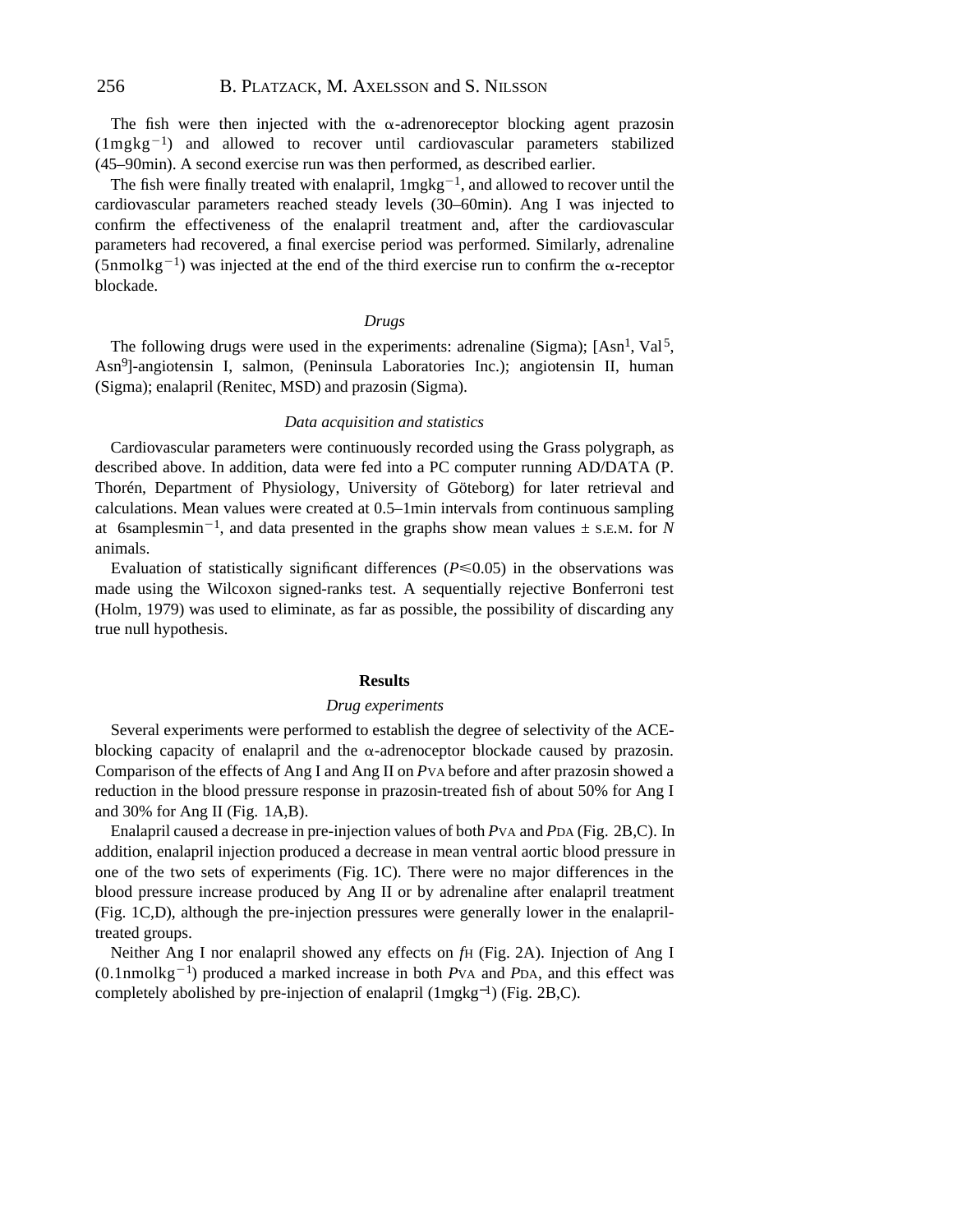The fish were then injected with the α-adrenoreceptor blocking agent prazosin ($1\,mg\,kg^{-1}$) and allowed to recover until cardiovascular parameters stabilized (45–90 min). A second exercise run was then performed, as described earlier.

The fish were finally treated with enalapril, $1\,mg\,kg^{-1}$, and allowed to recover until the cardiovascular parameters reached steady levels (30–60 min). Ang I was injected to confirm the effectiveness of the enalapril treatment and, after the cardiovascular parameters had recovered, a final exercise period was performed. Similarly, adrenaline ($5\,nmol\,kg^{-1}$) was injected at the end of the third exercise run to confirm the α-receptor blockade.

### *Drugs*

The following drugs were used in the experiments: adrenaline (Sigma); [$Asn^1$, $Val^5$, $Asn^9$]-angiotensin I, salmon, (Peninsula Laboratories Inc.); angiotensin II, human (Sigma); enalapril (Renitec, MSD) and prazosin (Sigma).

### *Data acquisition and statistics*

Cardiovascular parameters were continuously recorded using the Grass polygraph, as described above. In addition, data were fed into a PC computer running AD/DATA (P. Thorén, Department of Physiology, University of Göteborg) for later retrieval and calculations. Mean values were created at 0.5–1 min intervals from continuous sampling at $6\,samples\,min^{-1}$, and data presented in the graphs show mean values ± S.E.M. for *N* animals.

Evaluation of statistically significant differences ($P \leqslant 0.05$) in the observations was made using the Wilcoxon signed-ranks test. A sequentially rejective Bonferroni test (Holm, 1979) was used to eliminate, as far as possible, the possibility of discarding any true null hypothesis.

## Results

### *Drug experiments*

Several experiments were performed to establish the degree of selectivity of the ACE-blocking capacity of enalapril and the α-adrenoceptor blockade caused by prazosin. Comparison of the effects of Ang I and Ang II on $P_{VA}$ before and after prazosin showed a reduction in the blood pressure response in prazosin-treated fish of about 50% for Ang I and 30% for Ang II (Fig. 1A,B).

Enalapril caused a decrease in pre-injection values of both $P_{VA}$ and $P_{DA}$ (Fig. 2B,C). In addition, enalapril injection produced a decrease in mean ventral aortic blood pressure in one of the two sets of experiments (Fig. 1C). There were no major differences in the blood pressure increase produced by Ang II or by adrenaline after enalapril treatment (Fig. 1C,D), although the pre-injection pressures were generally lower in the enalapril-treated groups.

Neither Ang I nor enalapril showed any effects on $f_H$ (Fig. 2A). Injection of Ang I ($0.1\,nmol\,kg^{-1}$) produced a marked increase in both $P_{VA}$ and $P_{DA}$, and this effect was completely abolished by pre-injection of enalapril ($1\,mg\,kg^{-1}$) (Fig. 2B,C).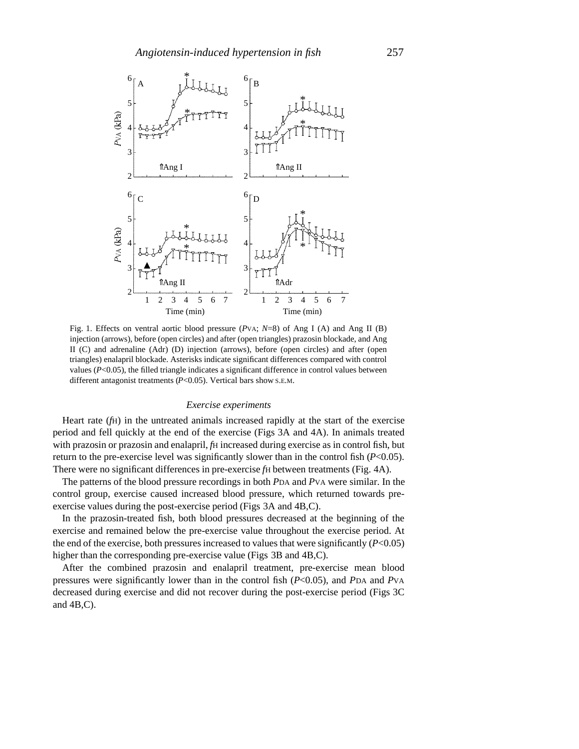Fig. 1. Effects on ventral aortic blood pressure ($P_{VA}$; $N$=8) of Ang I (A) and Ang II (B) injection (arrows), before (open circles) and after (open triangles) prazosin blockade, and Ang II (C) and adrenaline (Adr) (D) injection (arrows), before (open circles) and after (open triangles) enalapril blockade. Asterisks indicate significant differences compared with control values ($P$<0.05), the filled triangle indicates a significant difference in control values between different antagonist treatments ($P$<0.05). Vertical bars show S.E.M.

### *Exercise experiments*

Heart rate ($f_H$) in the untreated animals increased rapidly at the start of the exercise period and fell quickly at the end of the exercise (Figs 3A and 4A). In animals treated with prazosin or prazosin and enalapril, $f_H$ increased during exercise as in control fish, but return to the pre-exercise level was significantly slower than in the control fish ($P$<0.05). There were no significant differences in pre-exercise $f_H$ between treatments (Fig. 4A).

The patterns of the blood pressure recordings in both $P_{DA}$ and $P_{VA}$ were similar. In the control group, exercise caused increased blood pressure, which returned towards pre-exercise values during the post-exercise period (Figs 3A and 4B,C).

In the prazosin-treated fish, both blood pressures decreased at the beginning of the exercise and remained below the pre-exercise value throughout the exercise period. At the end of the exercise, both pressures increased to values that were significantly ($P$<0.05) higher than the corresponding pre-exercise value (Figs 3B and 4B,C).

After the combined prazosin and enalapril treatment, pre-exercise mean blood pressures were significantly lower than in the control fish ($P$<0.05), and $P_{DA}$ and $P_{VA}$ decreased during exercise and did not recover during the post-exercise period (Figs 3C and 4B,C).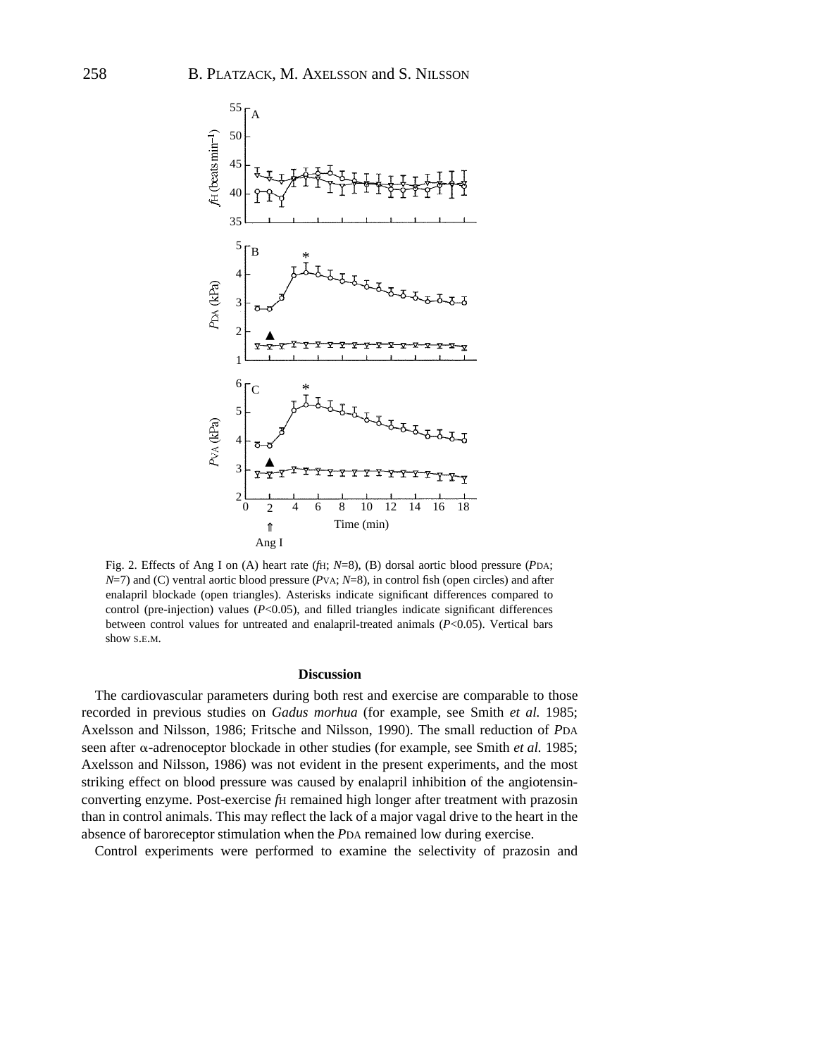Fig. 2. Effects of Ang I on (A) heart rate ($f_H$; $N$=8), (B) dorsal aortic blood pressure ($P_{DA}$; $N$=7) and (C) ventral aortic blood pressure ($P_{VA}$; $N$=8), in control fish (open circles) and after enalapril blockade (open triangles). Asterisks indicate significant differences compared to control (pre-injection) values ($P$<0.05), and filled triangles indicate significant differences between control values for untreated and enalapril-treated animals ($P$<0.05). Vertical bars show S.E.M.

## Discussion

The cardiovascular parameters during both rest and exercise are comparable to those recorded in previous studies on *Gadus morhua* (for example, see Smith *et al.* 1985; Axelsson and Nilsson, 1986; Fritsche and Nilsson, 1990). The small reduction of $P_{DA}$ seen after α-adrenoceptor blockade in other studies (for example, see Smith *et al.* 1985; Axelsson and Nilsson, 1986) was not evident in the present experiments, and the most striking effect on blood pressure was caused by enalapril inhibition of the angiotensin-converting enzyme. Post-exercise $f_H$ remained high longer after treatment with prazosin than in control animals. This may reflect the lack of a major vagal drive to the heart in the absence of baroreceptor stimulation when the $P_{DA}$ remained low during exercise.

Control experiments were performed to examine the selectivity of prazosin and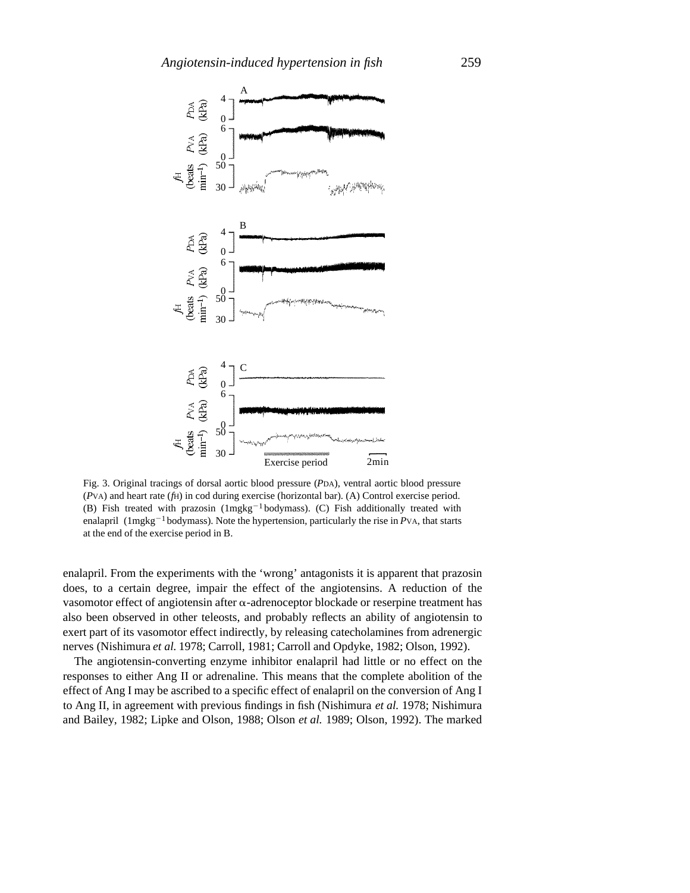Fig. 3. Original tracings of dorsal aortic blood pressure ($P_{DA}$), ventral aortic blood pressure ($P_{VA}$) and heart rate ($f_H$) in cod during exercise (horizontal bar). (A) Control exercise period. (B) Fish treated with prazosin ($1 mg kg^{-1}$ body mass). (C) Fish additionally treated with enalapril ($1 mg kg^{-1}$ body mass). Note the hypertension, particularly the rise in $P_{VA}$, that starts at the end of the exercise period in B.

enalapril. From the experiments with the 'wrong' antagonists it is apparent that prazosin does, to a certain degree, impair the effect of the angiotensins. A reduction of the vasomotor effect of angiotensin after α-adrenoceptor blockade or reserpine treatment has also been observed in other teleosts, and probably reflects an ability of angiotensin to exert part of its vasomotor effect indirectly, by releasing catecholamines from adrenergic nerves (Nishimura *et al.* 1978; Carroll, 1981; Carroll and Opdyke, 1982; Olson, 1992).

The angiotensin-converting enzyme inhibitor enalapril had little or no effect on the responses to either Ang II or adrenaline. This means that the complete abolition of the effect of Ang I may be ascribed to a specific effect of enalapril on the conversion of Ang I to Ang II, in agreement with previous findings in fish (Nishimura *et al.* 1978; Nishimura and Bailey, 1982; Lipke and Olson, 1988; Olson *et al.* 1989; Olson, 1992). The marked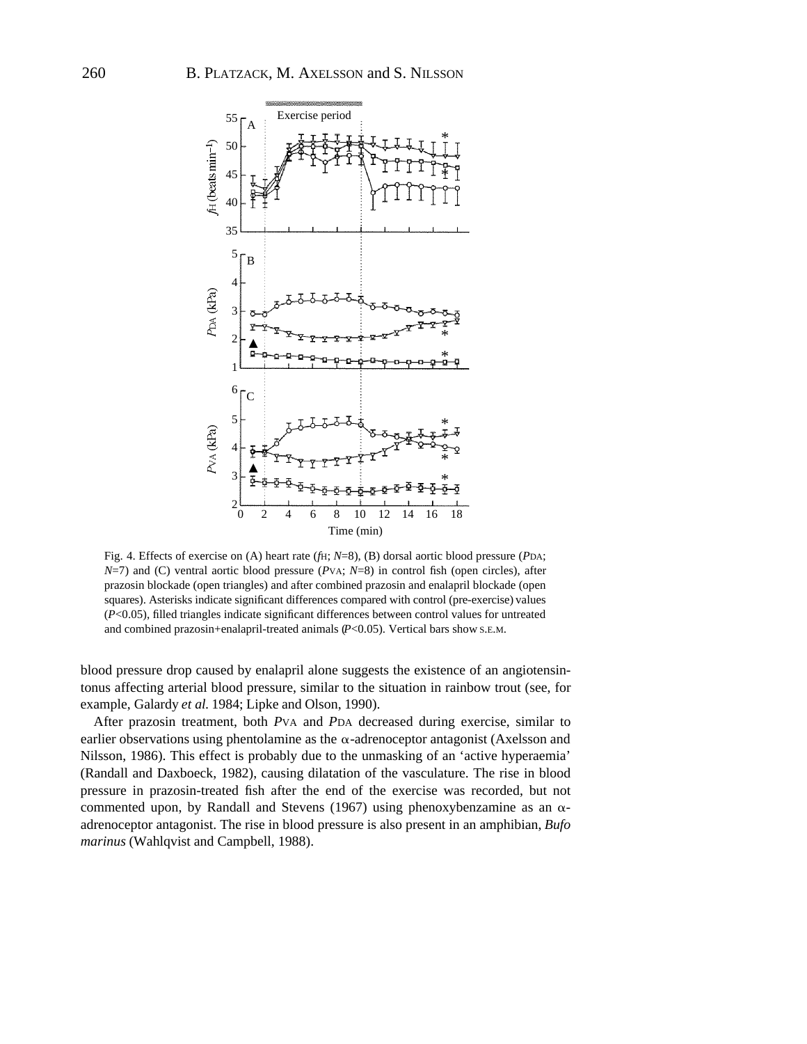Fig. 4. Effects of exercise on (A) heart rate ($f_H$; $N$=8), (B) dorsal aortic blood pressure ($P_{DA}$; $N$=7) and (C) ventral aortic blood pressure ($P_{VA}$; $N$=8) in control fish (open circles), after prazosin blockade (open triangles) and after combined prazosin and enalapril blockade (open squares). Asterisks indicate significant differences compared with control (pre-exercise) values ($P$<0.05), filled triangles indicate significant differences between control values for untreated and combined prazosin+enalapril-treated animals ($P$<0.05). Vertical bars show S.E.M.

blood pressure drop caused by enalapril alone suggests the existence of an angiotensin-tonus affecting arterial blood pressure, similar to the situation in rainbow trout (see, for example, Galardy *et al.* 1984; Lipke and Olson, 1990).

After prazosin treatment, both $P_{VA}$ and $P_{DA}$ decreased during exercise, similar to earlier observations using phentolamine as the α-adrenoceptor antagonist (Axelsson and Nilsson, 1986). This effect is probably due to the unmasking of an 'active hyperaemia' (Randall and Daxboeck, 1982), causing dilatation of the vasculature. The rise in blood pressure in prazosin-treated fish after the end of the exercise was recorded, but not commented upon, by Randall and Stevens (1967) using phenoxybenzamine as an α-adrenoceptor antagonist. The rise in blood pressure is also present in an amphibian, *Bufo marinus* (Wahlqvist and Campbell, 1988).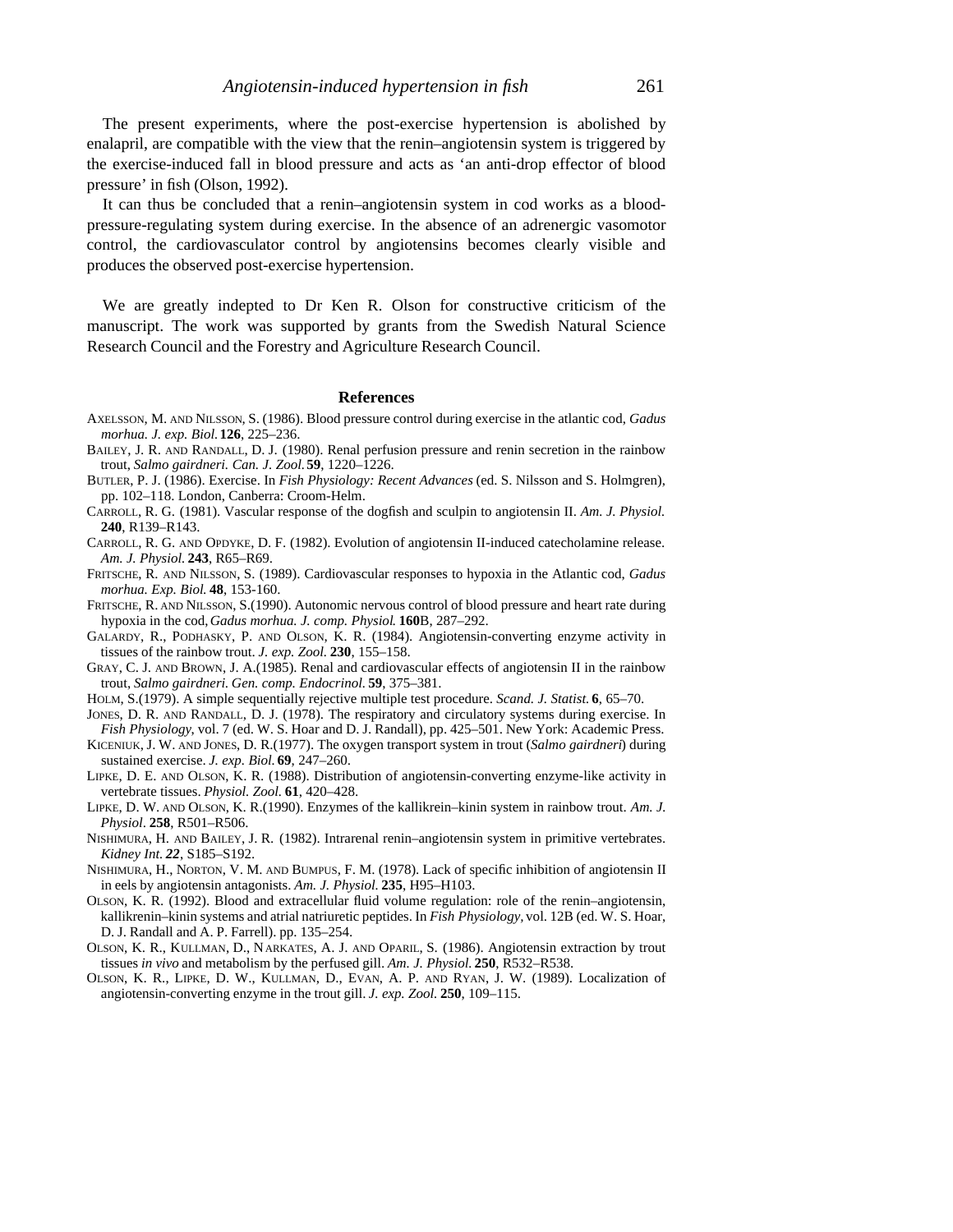The present experiments, where the post-exercise hypertension is abolished by enalapril, are compatible with the view that the renin–angiotensin system is triggered by the exercise-induced fall in blood pressure and acts as 'an anti-drop effector of blood pressure' in fish (Olson, 1992).

It can thus be concluded that a renin–angiotensin system in cod works as a blood-pressure-regulating system during exercise. In the absence of an adrenergic vasomotor control, the cardiovasculator control by angiotensins becomes clearly visible and produces the observed post-exercise hypertension.

We are greatly indepted to Dr Ken R. Olson for constructive criticism of the manuscript. The work was supported by grants from the Swedish Natural Science Research Council and the Forestry and Agriculture Research Council.

## References

AXELSSON, M. AND NILSSON, S. (1986). Blood pressure control during exercise in the atlantic cod, *Gadus morhua*. *J. exp. Biol.* **126**, 225–236.

BAILEY, J. R. AND RANDALL, D. J. (1980). Renal perfusion pressure and renin secretion in the rainbow trout, *Salmo gairdneri*. *Can. J. Zool.* **59**, 1220–1226.

BUTLER, P. J. (1986). Exercise. In *Fish Physiology: Recent Advances* (ed. S. Nilsson and S. Holmgren), pp. 102–118. London, Canberra: Croom-Helm.

CARROLL, R. G. (1981). Vascular response of the dogfish and sculpin to angiotensin II. *Am. J. Physiol.* **240**, R139–R143.

CARROLL, R. G. AND OPDYKE, D. F. (1982). Evolution of angiotensin II-induced catecholamine release. *Am. J. Physiol.* **243**, R65–R69.

FRITSCHE, R. AND NILSSON, S. (1989). Cardiovascular responses to hypoxia in the Atlantic cod, *Gadus morhua*. *Exp. Biol.* **48**, 153-160.

FRITSCHE, R. AND NILSSON, S.(1990). Autonomic nervous control of blood pressure and heart rate during hypoxia in the cod, *Gadus morhua*. *J. comp. Physiol.* **160**B, 287–292.

GALARDY, R., PODHASKY, P. AND OLSON, K. R. (1984). Angiotensin-converting enzyme activity in tissues of the rainbow trout. *J. exp. Zool.* **230**, 155–158.

GRAY, C. J. AND BROWN, J. A.(1985). Renal and cardiovascular effects of angiotensin II in the rainbow trout, *Salmo gairdneri*. *Gen. comp. Endocrinol.* **59**, 375–381.

HOLM, S.(1979). A simple sequentially rejective multiple test procedure. *Scand. J. Statist.* **6**, 65–70.

JONES, D. R. AND RANDALL, D. J. (1978). The respiratory and circulatory systems during exercise. In *Fish Physiology*, vol. 7 (ed. W. S. Hoar and D. J. Randall), pp. 425–501. New York: Academic Press.

KICENIUK, J. W. AND JONES, D. R.(1977). The oxygen transport system in trout (*Salmo gairdneri*) during sustained exercise. *J. exp. Biol.* **69**, 247–260.

LIPKE, D. E. AND OLSON, K. R. (1988). Distribution of angiotensin-converting enzyme-like activity in vertebrate tissues. *Physiol. Zool.* **61**, 420–428.

LIPKE, D. W. AND OLSON, K. R.(1990). Enzymes of the kallikrein–kinin system in rainbow trout. *Am. J. Physiol*. **258**, R501–R506.

NISHIMURA, H. AND BAILEY, J. R. (1982). Intrarenal renin–angiotensin system in primitive vertebrates. *Kidney Int.* ***22***, S185–S192.

NISHIMURA, H., NORTON, V. M. AND BUMPUS, F. M. (1978). Lack of specific inhibition of angiotensin II in eels by angiotensin antagonists. *Am. J. Physiol.* **235**, H95–H103.

OLSON, K. R. (1992). Blood and extracellular fluid volume regulation: role of the renin–angiotensin, kallikrenin–kinin systems and atrial natriuretic peptides. In *Fish Physiology*, vol. 12B (ed. W. S. Hoar, D. J. Randall and A. P. Farrell). pp. 135–254.

OLSON, K. R., KULLMAN, D., NARKATES, A. J. AND OPARIL, S. (1986). Angiotensin extraction by trout tissues *in vivo* and metabolism by the perfused gill. *Am. J. Physiol.* **250**, R532–R538.

OLSON, K. R., LIPKE, D. W., KULLMAN, D., EVAN, A. P. AND RYAN, J. W. (1989). Localization of angiotensin-converting enzyme in the trout gill. *J. exp. Zool.* **250**, 109–115.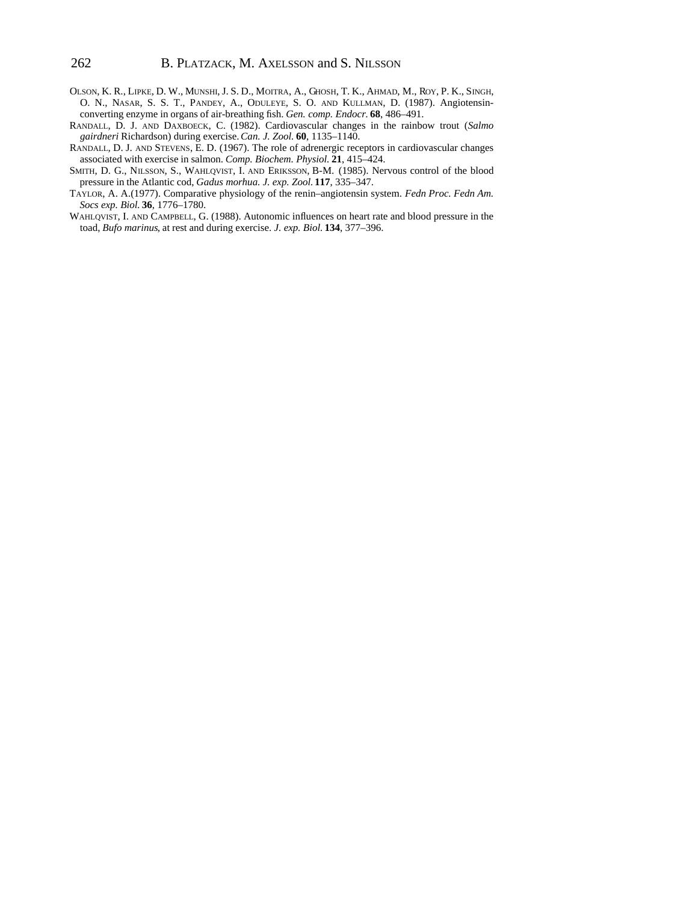OLSON, K. R., LIPKE, D. W., MUNSHI, J. S. D., MOITRA, A., GHOSH, T. K., AHMAD, M., ROY, P. K., SINGH, O. N., NASAR, S. S. T., PANDEY, A., ODULEYE, S. O. AND KULLMAN, D. (1987). Angiotensin-converting enzyme in organs of air-breathing fish. *Gen. comp. Endocr.* **68**, 486–491.

RANDALL, D. J. AND DAXBOECK, C. (1982). Cardiovascular changes in the rainbow trout (*Salmo gairdneri* Richardson) during exercise. *Can. J. Zool.* **60**, 1135–1140.

RANDALL, D. J. AND STEVENS, E. D. (1967). The role of adrenergic receptors in cardiovascular changes associated with exercise in salmon. *Comp. Biochem. Physiol.* **21**, 415–424.

SMITH, D. G., NILSSON, S., WAHLQVIST, I. AND ERIKSSON, B-M. (1985). Nervous control of the blood pressure in the Atlantic cod, *Gadus morhua. J. exp. Zool.* **117**, 335–347.

TAYLOR, A. A.(1977). Comparative physiology of the renin–angiotensin system. *Fedn Proc. Fedn Am. Socs exp. Biol.* **36**, 1776–1780.

WAHLQVIST, I. AND CAMPBELL, G. (1988). Autonomic influences on heart rate and blood pressure in the toad, *Bufo marinus*, at rest and during exercise. *J. exp. Biol.* **134**, 377–396.